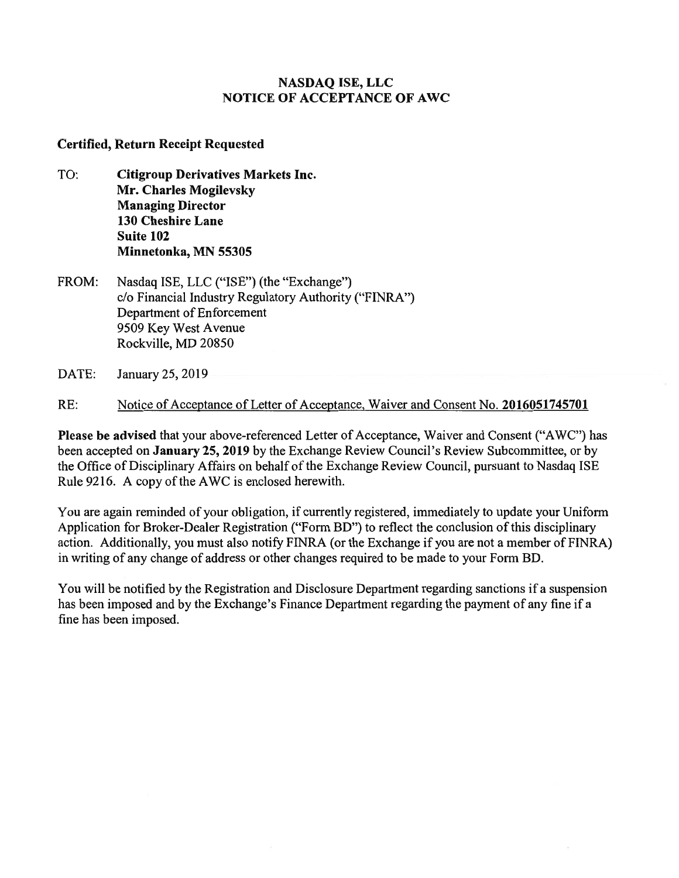# NASDAQ ISE, LLC
# NOTICE OF ACCEPTANCE OF AWC

**Certified, Return Receipt Requested**

TO: **Citigroup Derivatives Markets Inc.**
**Mr. Charles Mogilevsky**
**Managing Director**
**130 Cheshire Lane**
**Suite 102**
**Minnetonka, MN 55305**

FROM: Nasdaq ISE, LLC ("ISE") (the "Exchange")
c/o Financial Industry Regulatory Authority ("FINRA")
Department of Enforcement
9509 Key West Avenue
Rockville, MD 20850

DATE: January 25, 2019

RE: Notice of Acceptance of Letter of Acceptance, Waiver and Consent No. **2016051745701**

**Please be advised** that your above-referenced Letter of Acceptance, Waiver and Consent ("AWC") has been accepted on **January 25, 2019** by the Exchange Review Council's Review Subcommittee, or by the Office of Disciplinary Affairs on behalf of the Exchange Review Council, pursuant to Nasdaq ISE Rule 9216. A copy of the AWC is enclosed herewith.

You are again reminded of your obligation, if currently registered, immediately to update your Uniform Application for Broker-Dealer Registration ("Form BD") to reflect the conclusion of this disciplinary action. Additionally, you must also notify FINRA (or the Exchange if you are not a member of FINRA) in writing of any change of address or other changes required to be made to your Form BD.

You will be notified by the Registration and Disclosure Department regarding sanctions if a suspension has been imposed and by the Exchange's Finance Department regarding the payment of any fine if a fine has been imposed.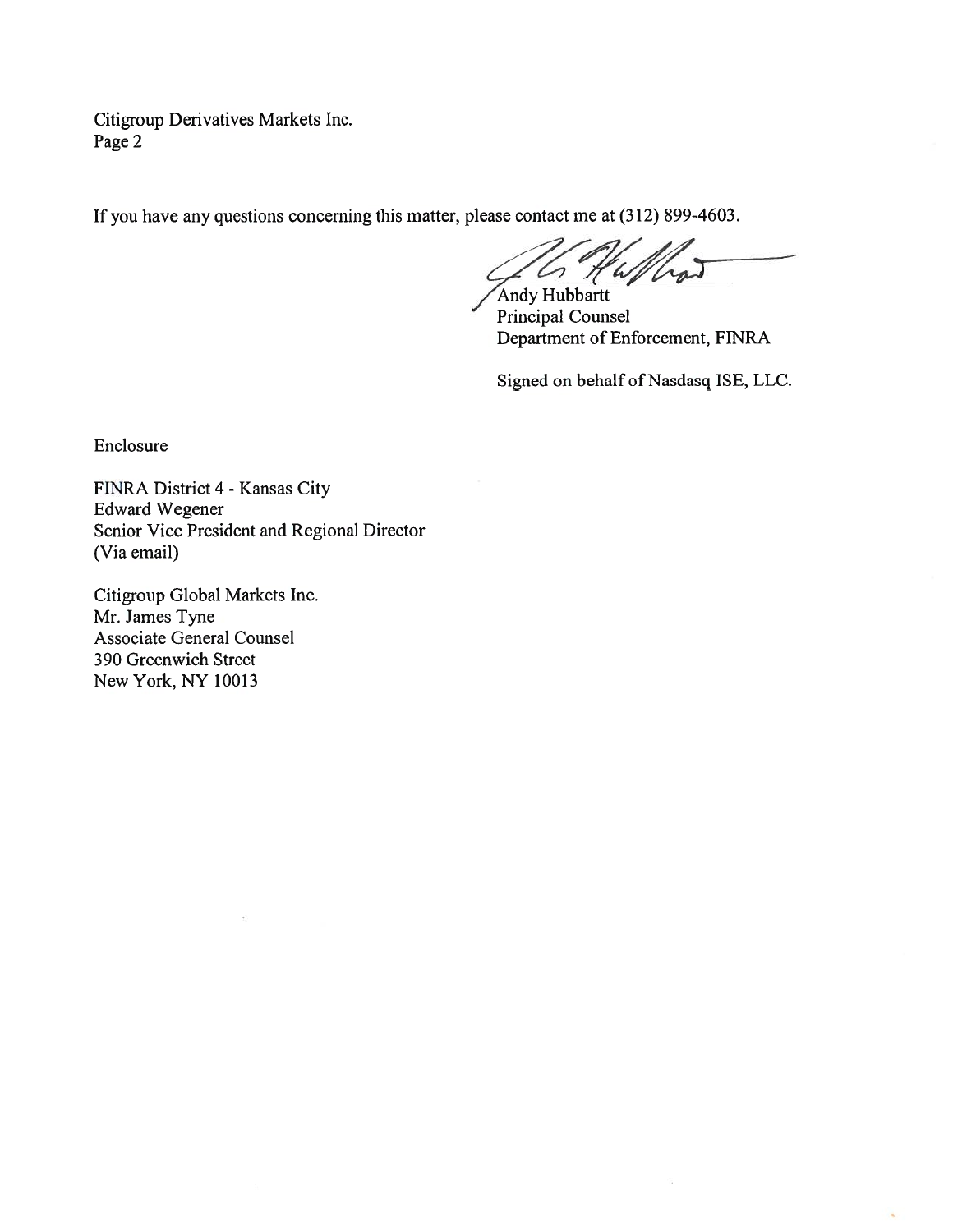If you have any questions concerning this matter, please contact me at (312) 899-4603.

Andy Hubbartt
Principal Counsel
Department of Enforcement, FINRA

Signed on behalf of Nasdasq ISE, LLC.

Enclosure

FINRA District 4 - Kansas City
Edward Wegener
Senior Vice President and Regional Director
(Via email)

Citigroup Global Markets Inc.
Mr. James Tyne
Associate General Counsel
390 Greenwich Street
New York, NY 10013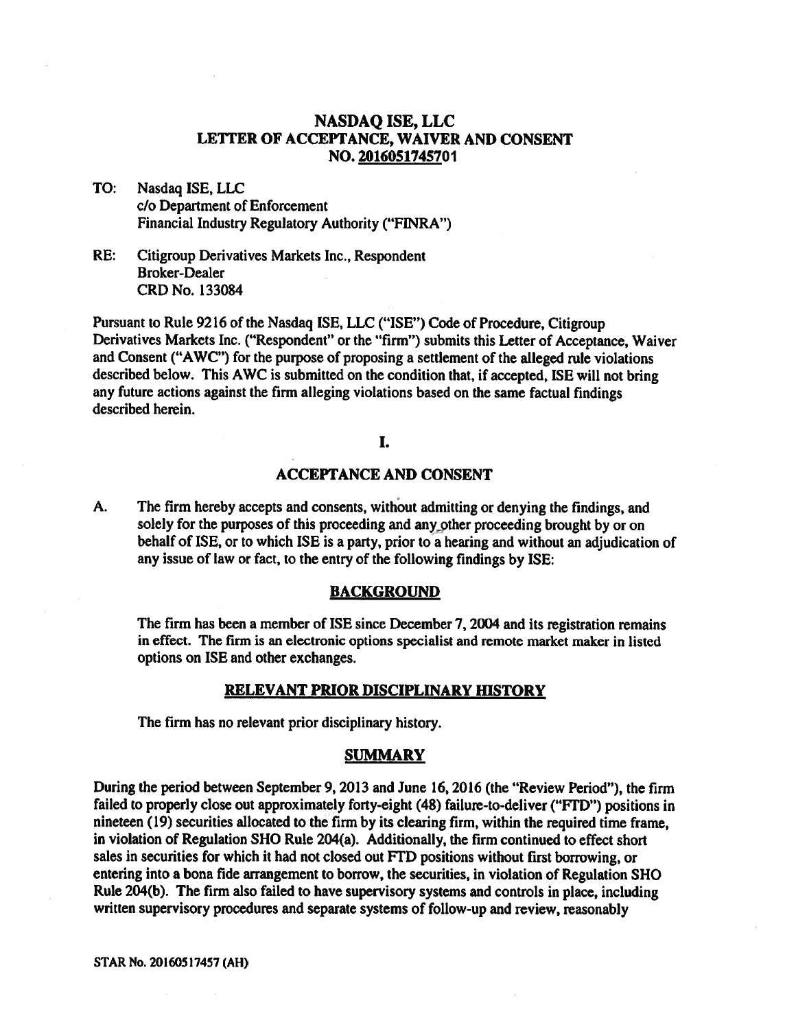# NASDAQ ISE, LLC
# LETTER OF ACCEPTANCE, WAIVER AND CONSENT
# NO. 2016051745701

TO: Nasdaq ISE, LLC
c/o Department of Enforcement
Financial Industry Regulatory Authority ("FINRA")

RE: Citigroup Derivatives Markets Inc., Respondent
Broker-Dealer
CRD No. 133084

Pursuant to Rule 9216 of the Nasdaq ISE, LLC ("ISE") Code of Procedure, Citigroup Derivatives Markets Inc. ("Respondent" or the "firm") submits this Letter of Acceptance, Waiver and Consent ("AWC") for the purpose of proposing a settlement of the alleged rule violations described below. This AWC is submitted on the condition that, if accepted, ISE will not bring any future actions against the firm alleging violations based on the same factual findings described herein.

## I.

## ACCEPTANCE AND CONSENT

A. The firm hereby accepts and consents, without admitting or denying the findings, and solely for the purposes of this proceeding and any other proceeding brought by or on behalf of ISE, or to which ISE is a party, prior to a hearing and without an adjudication of any issue of law or fact, to the entry of the following findings by ISE:

### BACKGROUND

The firm has been a member of ISE since December 7, 2004 and its registration remains in effect. The firm is an electronic options specialist and remote market maker in listed options on ISE and other exchanges.

### RELEVANT PRIOR DISCIPLINARY HISTORY

The firm has no relevant prior disciplinary history.

### SUMMARY

During the period between September 9, 2013 and June 16, 2016 (the "Review Period"), the firm failed to properly close out approximately forty-eight (48) failure-to-deliver ("FTD") positions in nineteen (19) securities allocated to the firm by its clearing firm, within the required time frame, in violation of Regulation SHO Rule 204(a). Additionally, the firm continued to effect short sales in securities for which it had not closed out FTD positions without first borrowing, or entering into a bona fide arrangement to borrow, the securities, in violation of Regulation SHO Rule 204(b). The firm also failed to have supervisory systems and controls in place, including written supervisory procedures and separate systems of follow-up and review, reasonably

STAR No. 20160517457 (AH)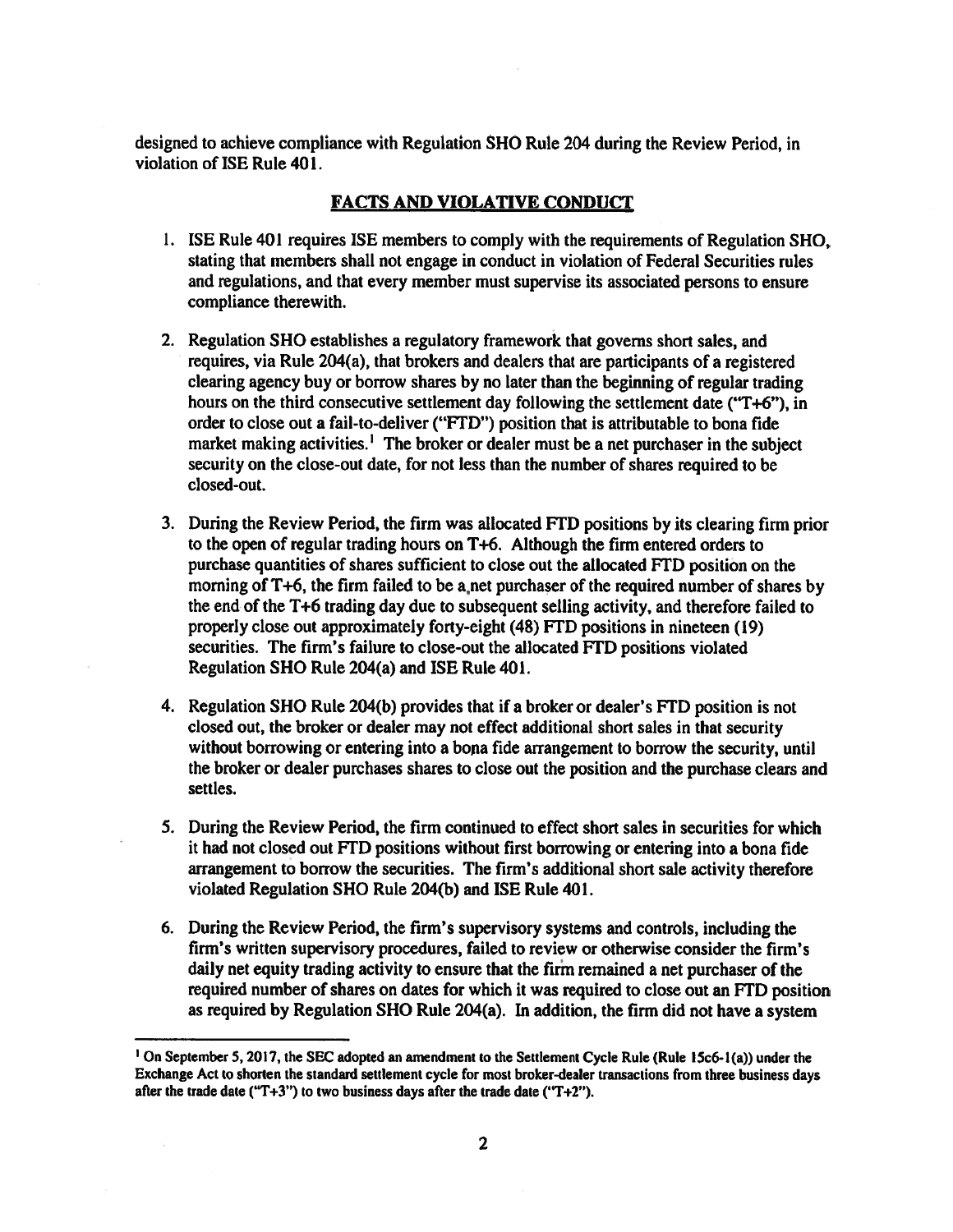designed to achieve compliance with Regulation SHO Rule 204 during the Review Period, in violation of ISE Rule 401.

## FACTS AND VIOLATIVE CONDUCT

1. ISE Rule 401 requires ISE members to comply with the requirements of Regulation SHO, stating that members shall not engage in conduct in violation of Federal Securities rules and regulations, and that every member must supervise its associated persons to ensure compliance therewith.

2. Regulation SHO establishes a regulatory framework that governs short sales, and requires, via Rule 204(a), that brokers and dealers that are participants of a registered clearing agency buy or borrow shares by no later than the beginning of regular trading hours on the third consecutive settlement day following the settlement date ("T+6"), in order to close out a fail-to-deliver ("FTD") position that is attributable to bona fide market making activities.[1] The broker or dealer must be a net purchaser in the subject security on the close-out date, for not less than the number of shares required to be closed-out.

3. During the Review Period, the firm was allocated FTD positions by its clearing firm prior to the open of regular trading hours on T+6. Although the firm entered orders to purchase quantities of shares sufficient to close out the allocated FTD position on the morning of T+6, the firm failed to be a net purchaser of the required number of shares by the end of the T+6 trading day due to subsequent selling activity, and therefore failed to properly close out approximately forty-eight (48) FTD positions in nineteen (19) securities. The firm's failure to close-out the allocated FTD positions violated Regulation SHO Rule 204(a) and ISE Rule 401.

4. Regulation SHO Rule 204(b) provides that if a broker or dealer's FTD position is not closed out, the broker or dealer may not effect additional short sales in that security without borrowing or entering into a bona fide arrangement to borrow the security, until the broker or dealer purchases shares to close out the position and the purchase clears and settles.

5. During the Review Period, the firm continued to effect short sales in securities for which it had not closed out FTD positions without first borrowing or entering into a bona fide arrangement to borrow the securities. The firm's additional short sale activity therefore violated Regulation SHO Rule 204(b) and ISE Rule 401.

6. During the Review Period, the firm's supervisory systems and controls, including the firm's written supervisory procedures, failed to review or otherwise consider the firm's daily net equity trading activity to ensure that the firm remained a net purchaser of the required number of shares on dates for which it was required to close out an FTD position as required by Regulation SHO Rule 204(a). In addition, the firm did not have a system

---

[1] On September 5, 2017, the SEC adopted an amendment to the Settlement Cycle Rule (Rule 15c6-1(a)) under the Exchange Act to shorten the standard settlement cycle for most broker-dealer transactions from three business days after the trade date ("T+3") to two business days after the trade date ("T+2").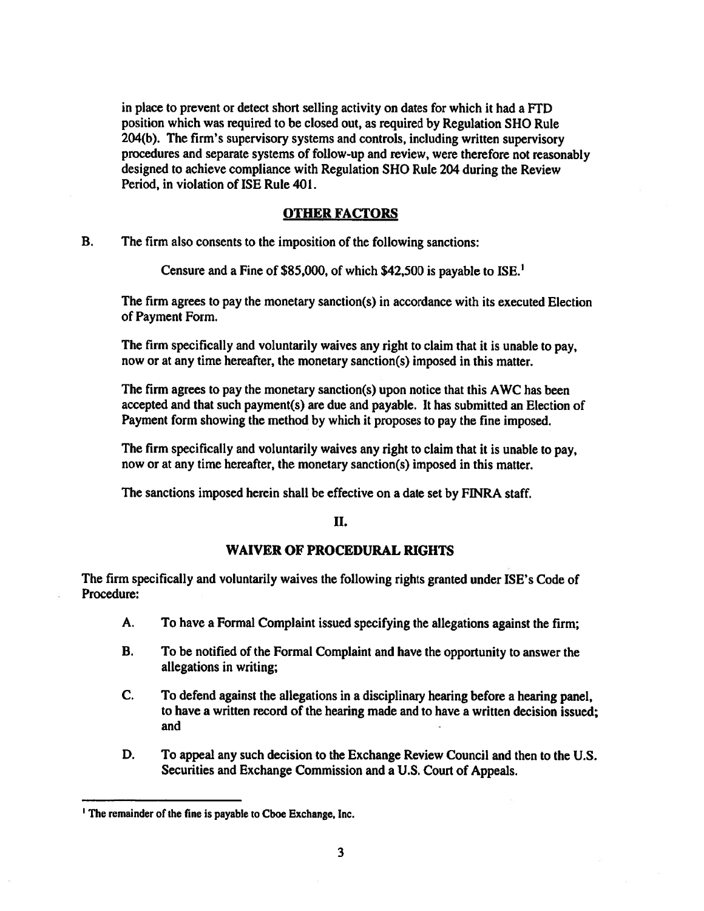in place to prevent or detect short selling activity on dates for which it had a FTD position which was required to be closed out, as required by Regulation SHO Rule 204(b). The firm's supervisory systems and controls, including written supervisory procedures and separate systems of follow-up and review, were therefore not reasonably designed to achieve compliance with Regulation SHO Rule 204 during the Review Period, in violation of ISE Rule 401.

## OTHER FACTORS

B. The firm also consents to the imposition of the following sanctions:

Censure and a Fine of $85,000, of which $42,500 is payable to ISE.[1]

The firm agrees to pay the monetary sanction(s) in accordance with its executed Election of Payment Form.

The firm specifically and voluntarily waives any right to claim that it is unable to pay, now or at any time hereafter, the monetary sanction(s) imposed in this matter.

The firm agrees to pay the monetary sanction(s) upon notice that this AWC has been accepted and that such payment(s) are due and payable. It has submitted an Election of Payment form showing the method by which it proposes to pay the fine imposed.

The firm specifically and voluntarily waives any right to claim that it is unable to pay, now or at any time hereafter, the monetary sanction(s) imposed in this matter.

The sanctions imposed herein shall be effective on a date set by FINRA staff.

## II.

## WAIVER OF PROCEDURAL RIGHTS

The firm specifically and voluntarily waives the following rights granted under ISE's Code of Procedure:

A. To have a Formal Complaint issued specifying the allegations against the firm;

B. To be notified of the Formal Complaint and have the opportunity to answer the allegations in writing;

C. To defend against the allegations in a disciplinary hearing before a hearing panel, to have a written record of the hearing made and to have a written decision issued; and

D. To appeal any such decision to the Exchange Review Council and then to the U.S. Securities and Exchange Commission and a U.S. Court of Appeals.

---

[1] The remainder of the fine is payable to Cboe Exchange, Inc.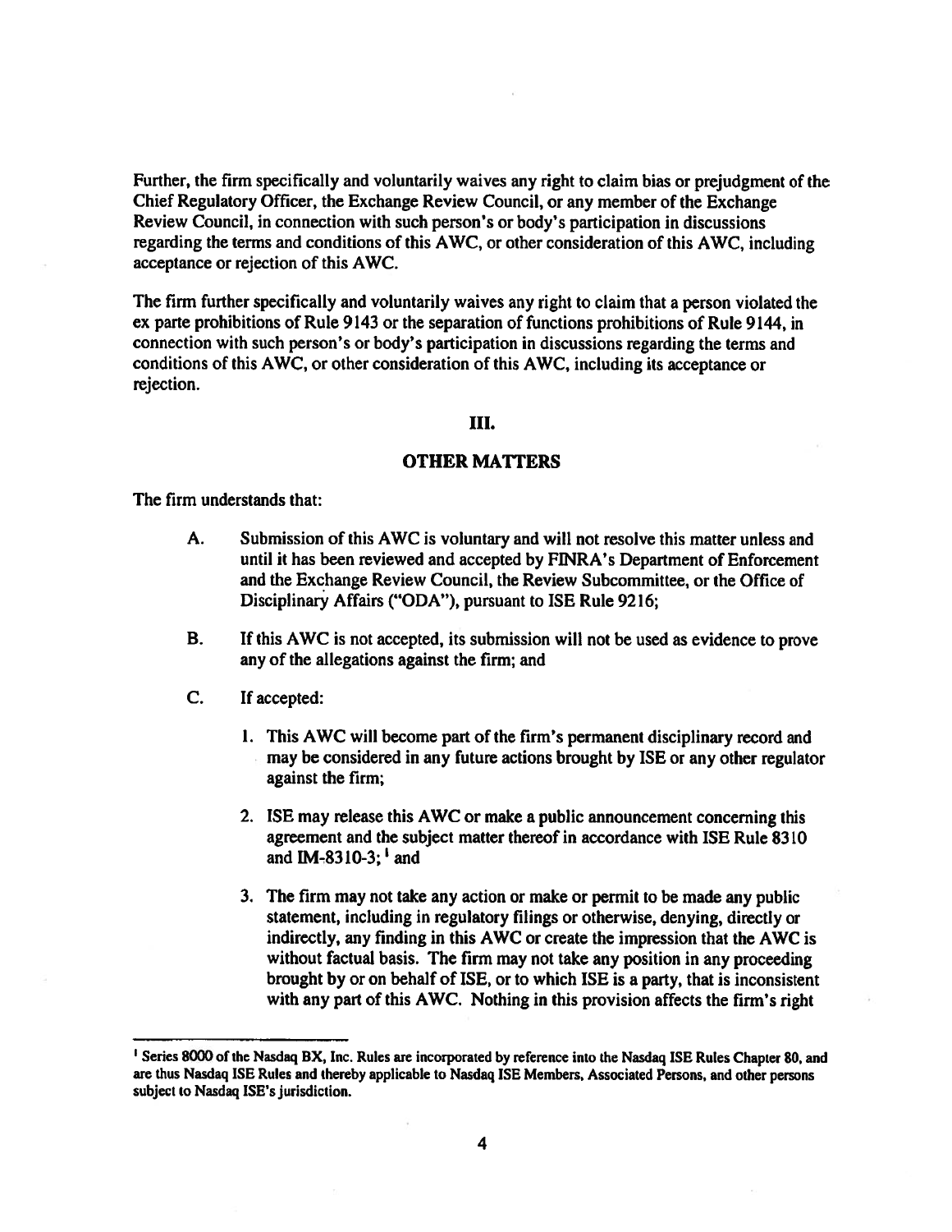Further, the firm specifically and voluntarily waives any right to claim bias or prejudgment of the Chief Regulatory Officer, the Exchange Review Council, or any member of the Exchange Review Council, in connection with such person's or body's participation in discussions regarding the terms and conditions of this AWC, or other consideration of this AWC, including acceptance or rejection of this AWC.

The firm further specifically and voluntarily waives any right to claim that a person violated the ex parte prohibitions of Rule 9143 or the separation of functions prohibitions of Rule 9144, in connection with such person's or body's participation in discussions regarding the terms and conditions of this AWC, or other consideration of this AWC, including its acceptance or rejection.

## III.

## OTHER MATTERS

The firm understands that:

A. Submission of this AWC is voluntary and will not resolve this matter unless and until it has been reviewed and accepted by FINRA's Department of Enforcement and the Exchange Review Council, the Review Subcommittee, or the Office of Disciplinary Affairs ("ODA"), pursuant to ISE Rule 9216;

B. If this AWC is not accepted, its submission will not be used as evidence to prove any of the allegations against the firm; and

C. If accepted:

1. This AWC will become part of the firm's permanent disciplinary record and may be considered in any future actions brought by ISE or any other regulator against the firm;

2. ISE may release this AWC or make a public announcement concerning this agreement and the subject matter thereof in accordance with ISE Rule 8310 and IM-8310-3;[1] and

3. The firm may not take any action or make or permit to be made any public statement, including in regulatory filings or otherwise, denying, directly or indirectly, any finding in this AWC or create the impression that the AWC is without factual basis. The firm may not take any position in any proceeding brought by or on behalf of ISE, or to which ISE is a party, that is inconsistent with any part of this AWC. Nothing in this provision affects the firm's right

---

[1] Series 8000 of the Nasdaq BX, Inc. Rules are incorporated by reference into the Nasdaq ISE Rules Chapter 80, and are thus Nasdaq ISE Rules and thereby applicable to Nasdaq ISE Members, Associated Persons, and other persons subject to Nasdaq ISE's jurisdiction.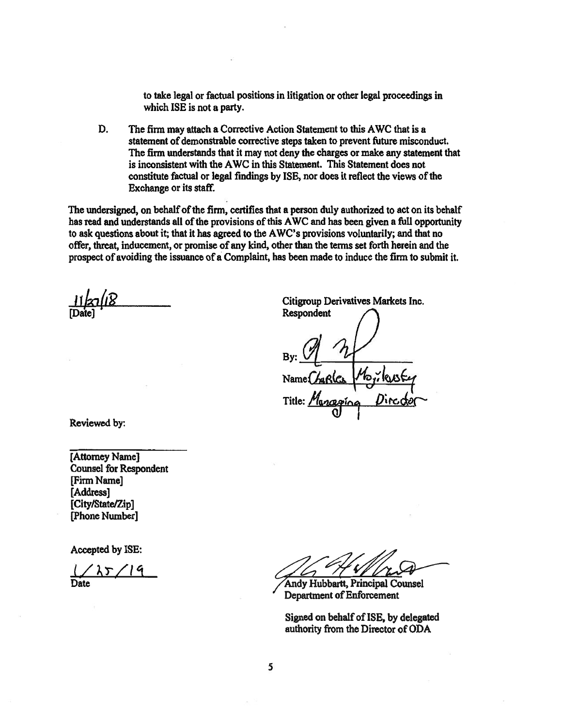to take legal or factual positions in litigation or other legal proceedings in which ISE is not a party.

D. The firm may attach a Corrective Action Statement to this AWC that is a statement of demonstrable corrective steps taken to prevent future misconduct. The firm understands that it may not deny the charges or make any statement that is inconsistent with the AWC in this Statement. This Statement does not constitute factual or legal findings by ISE, nor does it reflect the views of the Exchange or its staff.

The undersigned, on behalf of the firm, certifies that a person duly authorized to act on its behalf has read and understands all of the provisions of this AWC and has been given a full opportunity to ask questions about it; that it has agreed to the AWC's provisions voluntarily; and that no offer, threat, inducement, or promise of any kind, other than the terms set forth herein and the prospect of avoiding the issuance of a Complaint, has been made to induce the firm to submit it.

11/27/18
[Date]

Citigroup Derivatives Markets Inc.
Respondent

By: ____________________

Name: Charles Mojikusky

Title: Managing Director

Reviewed by:

____________________
[Attorney Name]
Counsel for Respondent
[Firm Name]
[Address]
[City/State/Zip]
[Phone Number]

Accepted by ISE:

1/25/19
Date

____________________
Andy Hubbartt, Principal Counsel
Department of Enforcement

Signed on behalf of ISE, by delegated authority from the Director of ODA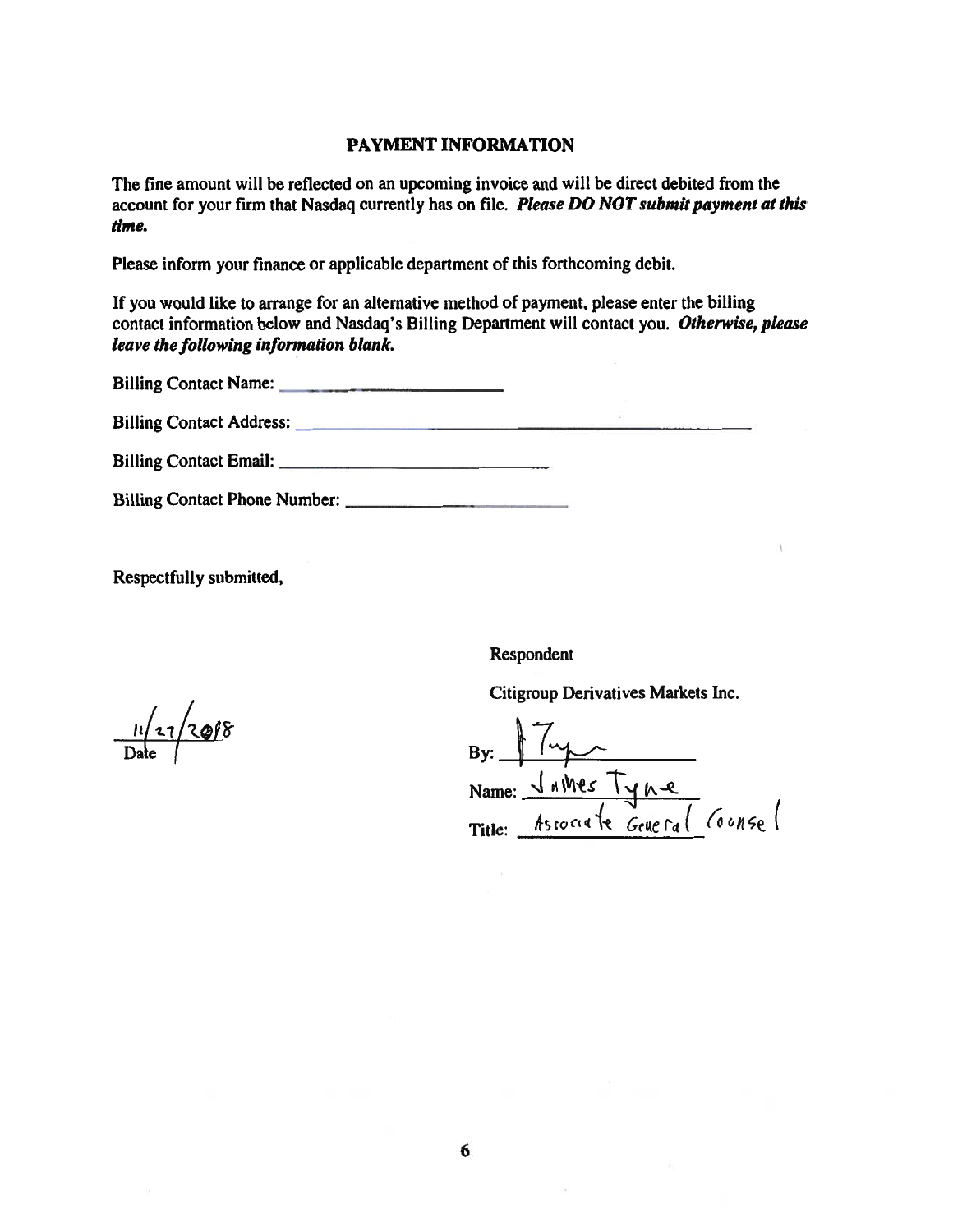## PAYMENT INFORMATION

The fine amount will be reflected on an upcoming invoice and will be direct debited from the account for your firm that Nasdaq currently has on file. ***Please DO NOT submit payment at this time.***

Please inform your finance or applicable department of this forthcoming debit.

If you would like to arrange for an alternative method of payment, please enter the billing contact information below and Nasdaq's Billing Department will contact you. ***Otherwise, please leave the following information blank.***

Billing Contact Name: ____________________

Billing Contact Address: ____________________________________________

Billing Contact Email: ________________________

Billing Contact Phone Number: ____________________

Respectfully submitted,

Respondent

Citigroup Derivatives Markets Inc.

11/27/2018
Date

By: [signature]

Name: James Tyne

Title: Associate General Counsel